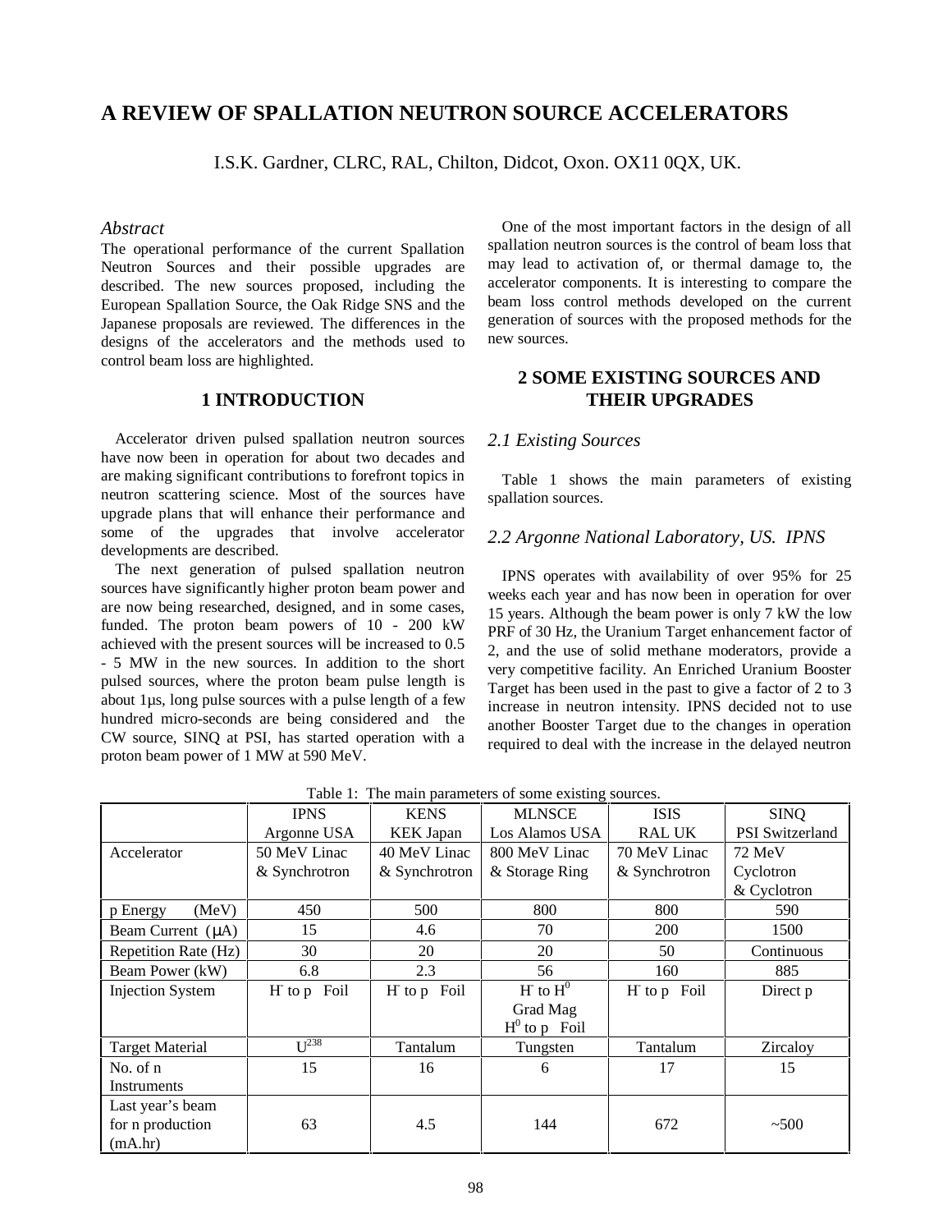# A REVIEW OF SPALLATION NEUTRON SOURCE ACCELERATORS

I.S.K. Gardner, CLRC, RAL, Chilton, Didcot, Oxon. OX11 0QX, UK.

### *Abstract*

The operational performance of the current Spallation Neutron Sources and their possible upgrades are described. The new sources proposed, including the European Spallation Source, the Oak Ridge SNS and the Japanese proposals are reviewed. The differences in the designs of the accelerators and the methods used to control beam loss are highlighted.

## 1 INTRODUCTION

Accelerator driven pulsed spallation neutron sources have now been in operation for about two decades and are making significant contributions to forefront topics in neutron scattering science. Most of the sources have upgrade plans that will enhance their performance and some of the upgrades that involve accelerator developments are described.

The next generation of pulsed spallation neutron sources have significantly higher proton beam power and are now being researched, designed, and in some cases, funded. The proton beam powers of 10 - 200 kW achieved with the present sources will be increased to 0.5 - 5 MW in the new sources. In addition to the short pulsed sources, where the proton beam pulse length is about 1µs, long pulse sources with a pulse length of a few hundred micro-seconds are being considered and the CW source, SINQ at PSI, has started operation with a proton beam power of 1 MW at 590 MeV.

One of the most important factors in the design of all spallation neutron sources is the control of beam loss that may lead to activation of, or thermal damage to, the accelerator components. It is interesting to compare the beam loss control methods developed on the current generation of sources with the proposed methods for the new sources.

## 2 SOME EXISTING SOURCES AND THEIR UPGRADES

### *2.1 Existing Sources*

Table 1 shows the main parameters of existing spallation sources.

### *2.2 Argonne National Laboratory, US. IPNS*

IPNS operates with availability of over 95% for 25 weeks each year and has now been in operation for over 15 years. Although the beam power is only 7 kW the low PRF of 30 Hz, the Uranium Target enhancement factor of 2, and the use of solid methane moderators, provide a very competitive facility. An Enriched Uranium Booster Target has been used in the past to give a factor of 2 to 3 increase in neutron intensity. IPNS decided not to use another Booster Target due to the changes in operation required to deal with the increase in the delayed neutron

Table 1: The main parameters of some existing sources.

| | IPNS Argonne USA | KENS KEK Japan | MLNSCE Los Alamos USA | ISIS RAL UK | SINQ PSI Switzerland |
|---|---|---|---|---|---|
| Accelerator | 50 MeV Linac & Synchrotron | 40 MeV Linac & Synchrotron | 800 MeV Linac & Storage Ring | 70 MeV Linac & Synchrotron | 72 MeV Cyclotron & Cyclotron |
| p Energy (MeV) | 450 | 500 | 800 | 800 | 590 |
| Beam Current (µA) | 15 | 4.6 | 70 | 200 | 1500 |
| Repetition Rate (Hz) | 30 | 20 | 20 | 50 | Continuous |
| Beam Power (kW) | 6.8 | 2.3 | 56 | 160 | 885 |
| Injection System | $H^-$ to p Foil | $H^-$ to p Foil | $H^-$ to $H^0$ Grad Mag $H^0$ to p Foil | $H^-$ to p Foil | Direct p |
| Target Material | $U^{238}$ | Tantalum | Tungsten | Tantalum | Zircaloy |
| No. of n Instruments | 15 | 16 | 6 | 17 | 15 |
| Last year's beam for n production (mA.hr) | 63 | 4.5 | 144 | 672 | ~500 |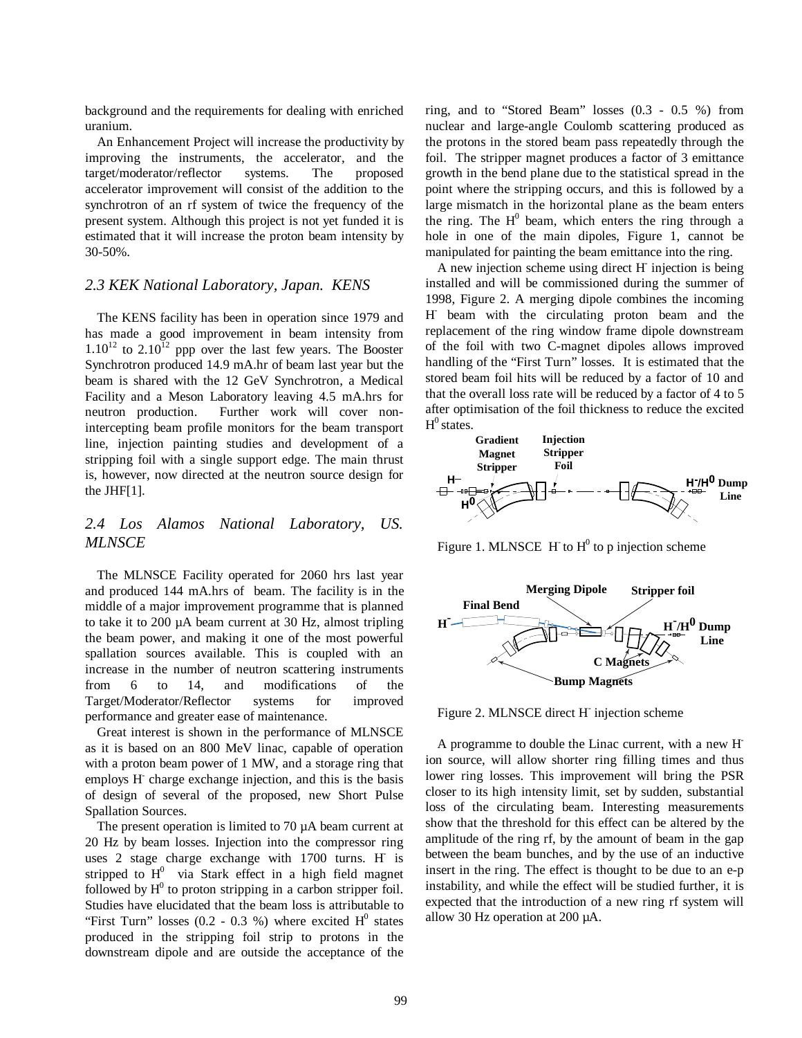background and the requirements for dealing with enriched uranium.

An Enhancement Project will increase the productivity by improving the instruments, the accelerator, and the target/moderator/reflector systems. The proposed accelerator improvement will consist of the addition to the synchrotron of an rf system of twice the frequency of the present system. Although this project is not yet funded it is estimated that it will increase the proton beam intensity by 30-50%.

## *2.3 KEK National Laboratory, Japan. KENS*

The KENS facility has been in operation since 1979 and has made a good improvement in beam intensity from $1.10^{12}$ to $2.10^{12}$ ppp over the last few years. The Booster Synchrotron produced 14.9 mA.hr of beam last year but the beam is shared with the 12 GeV Synchrotron, a Medical Facility and a Meson Laboratory leaving 4.5 mA.hrs for neutron production. Further work will cover non-intercepting beam profile monitors for the beam transport line, injection painting studies and development of a stripping foil with a single support edge. The main thrust is, however, now directed at the neutron source design for the JHF[1].

## *2.4 Los Alamos National Laboratory, US. MLNSCE*

The MLNSCE Facility operated for 2060 hrs last year and produced 144 mA.hrs of beam. The facility is in the middle of a major improvement programme that is planned to take it to 200 µA beam current at 30 Hz, almost tripling the beam power, and making it one of the most powerful spallation sources available. This is coupled with an increase in the number of neutron scattering instruments from 6 to 14, and modifications of the Target/Moderator/Reflector systems for improved performance and greater ease of maintenance.

Great interest is shown in the performance of MLNSCE as it is based on an 800 MeV linac, capable of operation with a proton beam power of 1 MW, and a storage ring that employs $H^-$ charge exchange injection, and this is the basis of design of several of the proposed, new Short Pulse Spallation Sources.

The present operation is limited to 70 µA beam current at 20 Hz by beam losses. Injection into the compressor ring uses 2 stage charge exchange with 1700 turns. $H^-$ is stripped to $H^0$ via Stark effect in a high field magnet followed by $H^0$ to proton stripping in a carbon stripper foil. Studies have elucidated that the beam loss is attributable to "First Turn" losses (0.2 - 0.3 %) where excited $H^0$ states produced in the stripping foil strip to protons in the downstream dipole and are outside the acceptance of the ring, and to "Stored Beam" losses (0.3 - 0.5 %) from nuclear and large-angle Coulomb scattering produced as the protons in the stored beam pass repeatedly through the foil. The stripper magnet produces a factor of 3 emittance growth in the bend plane due to the statistical spread in the point where the stripping occurs, and this is followed by a large mismatch in the horizontal plane as the beam enters the ring. The $H^0$ beam, which enters the ring through a hole in one of the main dipoles, Figure 1, cannot be manipulated for painting the beam emittance into the ring.

A new injection scheme using direct $H^-$ injection is being installed and will be commissioned during the summer of 1998, Figure 2. A merging dipole combines the incoming $H^-$ beam with the circulating proton beam and the replacement of the ring window frame dipole downstream of the foil with two C-magnet dipoles allows improved handling of the "First Turn" losses. It is estimated that the stored beam foil hits will be reduced by a factor of 10 and that the overall loss rate will be reduced by a factor of 4 to 5 after optimisation of the foil thickness to reduce the excited $H^0$ states.

Gradient Magnet Stripper
Injection Stripper Foil
H⁻
H0
H⁻/H0 Dump Line

Figure 1. MLNSCE $H^-$ to $H^0$ to p injection scheme

Merging Dipole
Stripper foil
Final Bend
H⁻
H⁻/H0 Dump Line
C Magnets
Bump Magnets

Figure 2. MLNSCE direct $H^-$ injection scheme

A programme to double the Linac current, with a new $H^-$ ion source, will allow shorter ring filling times and thus lower ring losses. This improvement will bring the PSR closer to its high intensity limit, set by sudden, substantial loss of the circulating beam. Interesting measurements show that the threshold for this effect can be altered by the amplitude of the ring rf, by the amount of beam in the gap between the beam bunches, and by the use of an inductive insert in the ring. The effect is thought to be due to an e-p instability, and while the effect will be studied further, it is expected that the introduction of a new ring rf system will allow 30 Hz operation at 200 µA.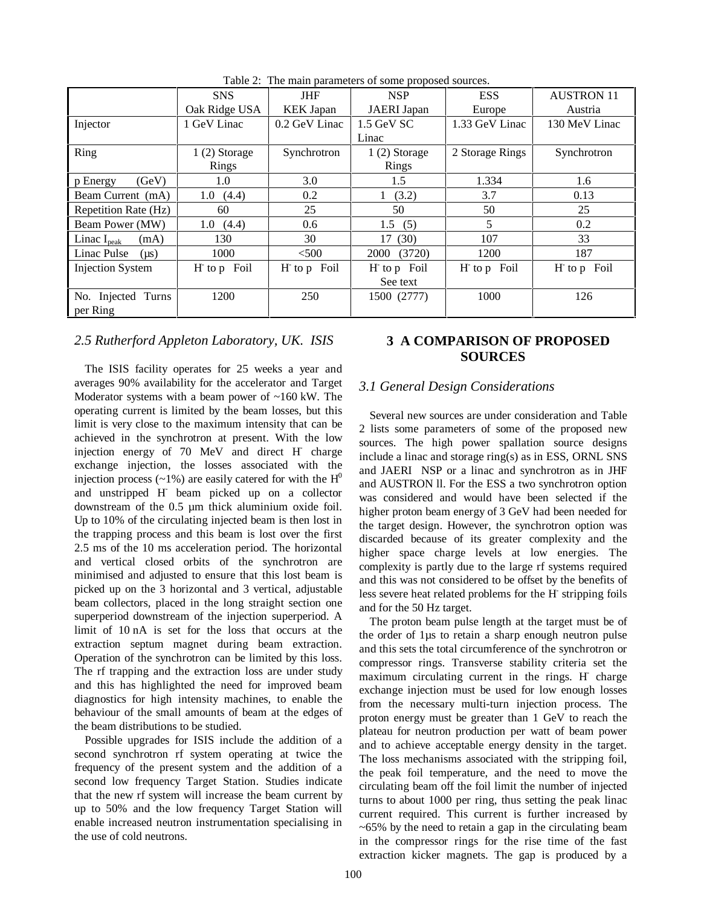Table 2: The main parameters of some proposed sources.

| | SNS Oak Ridge USA | JHF KEK Japan | NSP JAERI Japan | ESS Europe | AUSTRON 11 Austria |
|---|---|---|---|---|---|
| Injector | 1 GeV Linac | 0.2 GeV Linac | 1.5 GeV SC Linac | 1.33 GeV Linac | 130 MeV Linac |
| Ring | 1 (2) Storage Rings | Synchrotron | 1 (2) Storage Rings | 2 Storage Rings | Synchrotron |
| p Energy (GeV) | 1.0 | 3.0 | 1.5 | 1.334 | 1.6 |
| Beam Current (mA) | 1.0 (4.4) | 0.2 | 1 (3.2) | 3.7 | 0.13 |
| Repetition Rate (Hz) | 60 | 25 | 50 | 50 | 25 |
| Beam Power (MW) | 1.0 (4.4) | 0.6 | 1.5 (5) | 5 | 0.2 |
| Linac $I_{peak}$ (mA) | 130 | 30 | 17 (30) | 107 | 33 |
| Linac Pulse (μs) | 1000 | <500 | 2000 (3720) | 1200 | 187 |
| Injection System | $H^-$ to p Foil | $H^-$ to p Foil | $H^-$ to p Foil See text | $H^-$ to p Foil | $H^-$ to p Foil |
| No. Injected Turns per Ring | 1200 | 250 | 1500 (2777) | 1000 | 126 |

### *2.5 Rutherford Appleton Laboratory, UK. ISIS*

The ISIS facility operates for 25 weeks a year and averages 90% availability for the accelerator and Target Moderator systems with a beam power of ~160 kW. The operating current is limited by the beam losses, but this limit is very close to the maximum intensity that can be achieved in the synchrotron at present. With the low injection energy of 70 MeV and direct $H^-$ charge exchange injection, the losses associated with the injection process (~1%) are easily catered for with the $H^0$ and unstripped $H^-$ beam picked up on a collector downstream of the 0.5 µm thick aluminium oxide foil. Up to 10% of the circulating injected beam is then lost in the trapping process and this beam is lost over the first 2.5 ms of the 10 ms acceleration period. The horizontal and vertical closed orbits of the synchrotron are minimised and adjusted to ensure that this lost beam is picked up on the 3 horizontal and 3 vertical, adjustable beam collectors, placed in the long straight section one superperiod downstream of the injection superperiod. A limit of 10 nA is set for the loss that occurs at the extraction septum magnet during beam extraction. Operation of the synchrotron can be limited by this loss. The rf trapping and the extraction loss are under study and this has highlighted the need for improved beam diagnostics for high intensity machines, to enable the behaviour of the small amounts of beam at the edges of the beam distributions to be studied.

Possible upgrades for ISIS include the addition of a second synchrotron rf system operating at twice the frequency of the present system and the addition of a second low frequency Target Station. Studies indicate that the new rf system will increase the beam current by up to 50% and the low frequency Target Station will enable increased neutron instrumentation specialising in the use of cold neutrons.

## 3 A COMPARISON OF PROPOSED SOURCES

### *3.1 General Design Considerations*

Several new sources are under consideration and Table 2 lists some parameters of some of the proposed new sources. The high power spallation source designs include a linac and storage ring(s) as in ESS, ORNL SNS and JAERI NSP or a linac and synchrotron as in JHF and AUSTRON ll. For the ESS a two synchrotron option was considered and would have been selected if the higher proton beam energy of 3 GeV had been needed for the target design. However, the synchrotron option was discarded because of its greater complexity and the higher space charge levels at low energies. The complexity is partly due to the large rf systems required and this was not considered to be offset by the benefits of less severe heat related problems for the $H^-$ stripping foils and for the 50 Hz target.

The proton beam pulse length at the target must be of the order of 1µs to retain a sharp enough neutron pulse and this sets the total circumference of the synchrotron or compressor rings. Transverse stability criteria set the maximum circulating current in the rings. $H^-$ charge exchange injection must be used for low enough losses from the necessary multi-turn injection process. The proton energy must be greater than 1 GeV to reach the plateau for neutron production per watt of beam power and to achieve acceptable energy density in the target. The loss mechanisms associated with the stripping foil, the peak foil temperature, and the need to move the circulating beam off the foil limit the number of injected turns to about 1000 per ring, thus setting the peak linac current required. This current is further increased by ~65% by the need to retain a gap in the circulating beam in the compressor rings for the rise time of the fast extraction kicker magnets. The gap is produced by a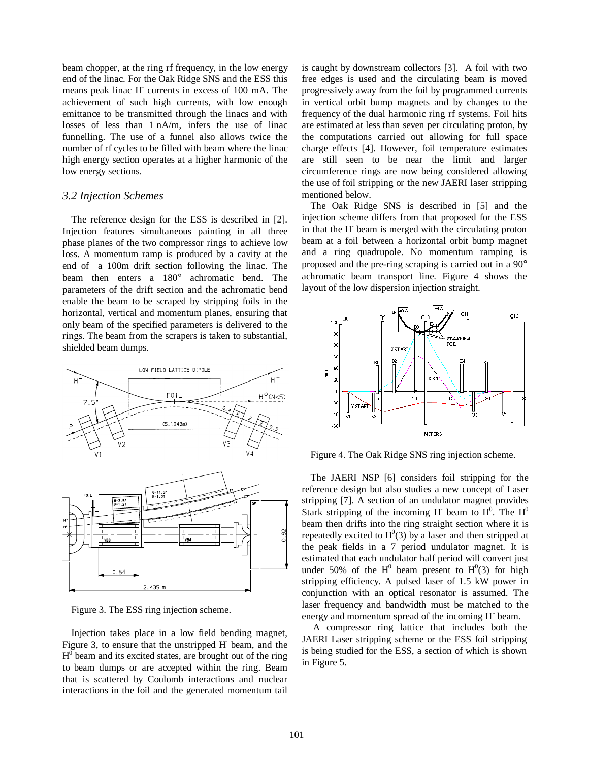beam chopper, at the ring rf frequency, in the low energy end of the linac. For the Oak Ridge SNS and the ESS this means peak linac $H^-$ currents in excess of 100 mA. The achievement of such high currents, with low enough emittance to be transmitted through the linacs and with losses of less than 1 nA/m, infers the use of linac funnelling. The use of a funnel also allows twice the number of rf cycles to be filled with beam where the linac high energy section operates at a higher harmonic of the low energy sections.

### *3.2 Injection Schemes*

The reference design for the ESS is described in [2]. Injection features simultaneous painting in all three phase planes of the two compressor rings to achieve low loss. A momentum ramp is produced by a cavity at the end of a 100m drift section following the linac. The beam then enters a 180° achromatic bend. The parameters of the drift section and the achromatic bend enable the beam to be scraped by stripping foils in the horizontal, vertical and momentum planes, ensuring that only beam of the specified parameters is delivered to the rings. The beam from the scrapers is taken to substantial, shielded beam dumps.

LOW FIELD LATTICE DIPOLE
H⁻
H⁻
7.5°
FOIL
H⁰(N<5)
P
(5.1043m)
V1
V2
V3
V4
0.4
0.3

FOIL
θ=3.5°
B=1.2T
θ=11.3°
B=1.2T
QF
VB3
VB4
0.92
0.54
2.435 m

Figure 3. The ESS ring injection scheme.

Injection takes place in a low field bending magnet, Figure 3, to ensure that the unstripped $H^-$ beam, and the $H^0$ beam and its excited states, are brought out of the ring to beam dumps or are accepted within the ring. Beam that is scattered by Coulomb interactions and nuclear interactions in the foil and the generated momentum tail is caught by downstream collectors [3]. A foil with two free edges is used and the circulating beam is moved progressively away from the foil by programmed currents in vertical orbit bump magnets and by changes to the frequency of the dual harmonic ring rf systems. Foil hits are estimated at less than seven per circulating proton, by the computations carried out allowing for full space charge effects [4]. However, foil temperature estimates are still seen to be near the limit and larger circumference rings are now being considered allowing the use of foil stripping or the new JAERI laser stripping mentioned below.

The Oak Ridge SNS is described in [5] and the injection scheme differs from that proposed for the ESS in that the $H^-$ beam is merged with the circulating proton beam at a foil between a horizontal orbit bump magnet and a ring quadrupole. No momentum ramping is proposed and the pre-ring scraping is carried out in a 90° achromatic beam transport line. Figure 4 shows the layout of the low dispersion injection straight.

H-
B3A
B4A
Q8
Q9
Q10
Q11
Q12
B3
STRIPPING
FOIL
XSTART
XEND
YSTART
B1
B2
B4
B5
V1
V2
V3
V4
mm
METERS
120
100
80
60
40
20
0
-20
-40
-60
5
10
15
20
25

Figure 4. The Oak Ridge SNS ring injection scheme.

The JAERI NSP [6] considers foil stripping for the reference design but also studies a new concept of Laser stripping [7]. A section of an undulator magnet provides Stark stripping of the incoming $H^-$ beam to $H^0$. The $H^0$ beam then drifts into the ring straight section where it is repeatedly excited to $H^0(3)$ by a laser and then stripped at the peak fields in a 7 period undulator magnet. It is estimated that each undulator half period will convert just under 50% of the $H^0$ beam present to $H^0(3)$ for high stripping efficiency. A pulsed laser of 1.5 kW power in conjunction with an optical resonator is assumed. The laser frequency and bandwidth must be matched to the energy and momentum spread of the incoming $H^-$ beam.

A compressor ring lattice that includes both the JAERI Laser stripping scheme or the ESS foil stripping is being studied for the ESS, a section of which is shown in Figure 5.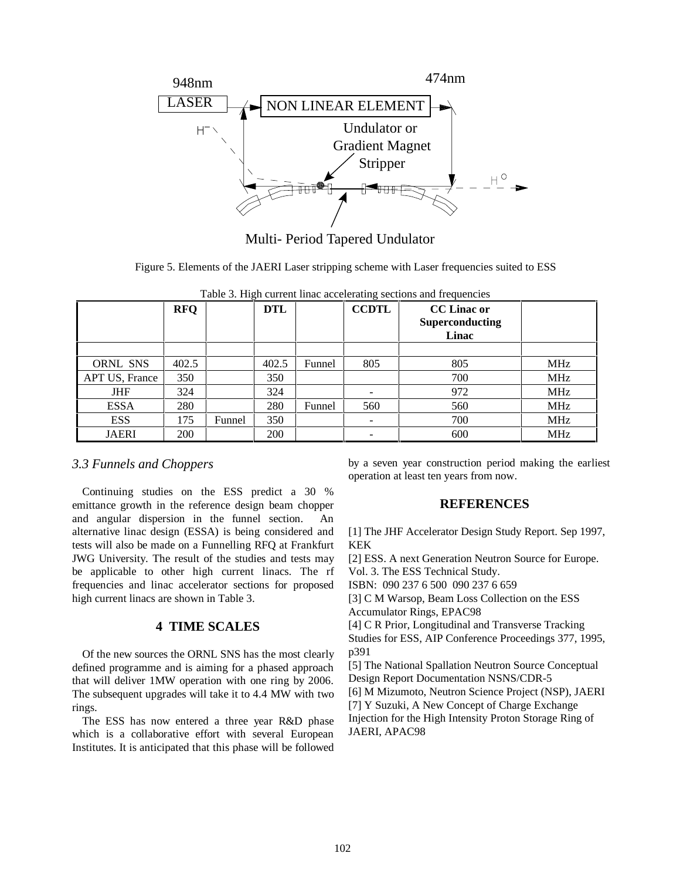948nm

474nm

LASER

NON LINEAR ELEMENT

Undulator or

Gradient Magnet

Stripper

$H^-$

$H^0$

Multi- Period Tapered Undulator

Figure 5. Elements of the JAERI Laser stripping scheme with Laser frequencies suited to ESS

Table 3. High current linac accelerating sections and frequencies

| | **RFQ** | | **DTL** | | **CCDTL** | **CC Linac or Superconducting Linac** | |
|---|---|---|---|---|---|---|---|
| | | | | | | | |
| ORNL SNS | 402.5 | | 402.5 | Funnel | 805 | 805 | MHz |
| APT US, France | 350 | | 350 | | | 700 | MHz |
| JHF | 324 | | 324 | | - | 972 | MHz |
| ESSA | 280 | | 280 | Funnel | 560 | 560 | MHz |
| ESS | 175 | Funnel | 350 | | - | 700 | MHz |
| JAERI | 200 | | 200 | | - | 600 | MHz |

### *3.3 Funnels and Choppers*

Continuing studies on the ESS predict a 30 % emittance growth in the reference design beam chopper and angular dispersion in the funnel section. An alternative linac design (ESSA) is being considered and tests will also be made on a Funnelling RFQ at Frankfurt JWG University. The result of the studies and tests may be applicable to other high current linacs. The rf frequencies and linac accelerator sections for proposed high current linacs are shown in Table 3.

## 4 TIME SCALES

Of the new sources the ORNL SNS has the most clearly defined programme and is aiming for a phased approach that will deliver 1MW operation with one ring by 2006. The subsequent upgrades will take it to 4.4 MW with two rings.

The ESS has now entered a three year R&D phase which is a collaborative effort with several European Institutes. It is anticipated that this phase will be followed by a seven year construction period making the earliest operation at least ten years from now.

## REFERENCES

[1] The JHF Accelerator Design Study Report. Sep 1997, KEK

[2] ESS. A next Generation Neutron Source for Europe. Vol. 3. The ESS Technical Study.
ISBN: 090 237 6 500 090 237 6 659

[3] C M Warsop, Beam Loss Collection on the ESS Accumulator Rings, EPAC98

[4] C R Prior, Longitudinal and Transverse Tracking Studies for ESS, AIP Conference Proceedings 377, 1995, p391

[5] The National Spallation Neutron Source Conceptual Design Report Documentation NSNS/CDR-5

[6] M Mizumoto, Neutron Science Project (NSP), JAERI

[7] Y Suzuki, A New Concept of Charge Exchange Injection for the High Intensity Proton Storage Ring of JAERI, APAC98